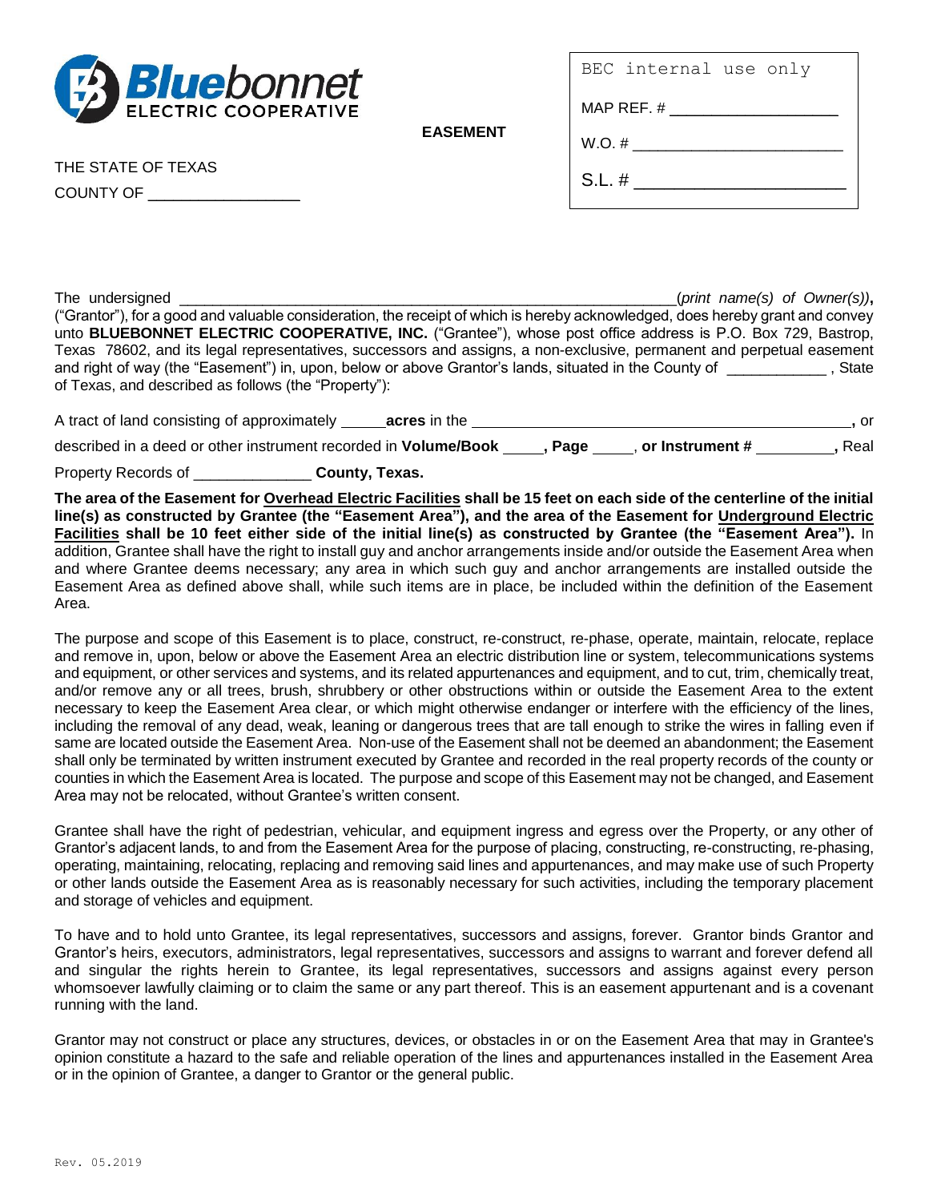Bluebonnet ELECTRIC COOPERATIVE

**EASEMENT**

| BEC internal use only |
| --- |
| MAP REF. # ___________________ |
| W.O. # _______________________ |
| S.L. # _____________________ |

THE STATE OF TEXAS

COUNTY OF _________________

The undersigned ____________________________________________________________(*print name(s) of Owner(s)*)**,** ("Grantor"), for a good and valuable consideration, the receipt of which is hereby acknowledged, does hereby grant and convey unto **BLUEBONNET ELECTRIC COOPERATIVE, INC.** ("Grantee"), whose post office address is P.O. Box 729, Bastrop, Texas 78602, and its legal representatives, successors and assigns, a non-exclusive, permanent and perpetual easement and right of way (the "Easement") in, upon, below or above Grantor's lands, situated in the County of ____________ , State of Texas, and described as follows (the "Property"):

A tract of land consisting of approximately _____**acres** in the _____________________________________________**,** or described in a deed or other instrument recorded in **Volume/Book** _____**, Page** _____, **or Instrument #** _________**,** Real Property Records of ______________ **County, Texas.**

**The area of the Easement for Overhead Electric Facilities shall be 15 feet on each side of the centerline of the initial line(s) as constructed by Grantee (the "Easement Area"), and the area of the Easement for Underground Electric Facilities shall be 10 feet either side of the initial line(s) as constructed by Grantee (the "Easement Area").** In addition, Grantee shall have the right to install guy and anchor arrangements inside and/or outside the Easement Area when and where Grantee deems necessary; any area in which such guy and anchor arrangements are installed outside the Easement Area as defined above shall, while such items are in place, be included within the definition of the Easement Area.

The purpose and scope of this Easement is to place, construct, re-construct, re-phase, operate, maintain, relocate, replace and remove in, upon, below or above the Easement Area an electric distribution line or system, telecommunications systems and equipment, or other services and systems, and its related appurtenances and equipment, and to cut, trim, chemically treat, and/or remove any or all trees, brush, shrubbery or other obstructions within or outside the Easement Area to the extent necessary to keep the Easement Area clear, or which might otherwise endanger or interfere with the efficiency of the lines, including the removal of any dead, weak, leaning or dangerous trees that are tall enough to strike the wires in falling even if same are located outside the Easement Area. Non-use of the Easement shall not be deemed an abandonment; the Easement shall only be terminated by written instrument executed by Grantee and recorded in the real property records of the county or counties in which the Easement Area is located. The purpose and scope of this Easement may not be changed, and Easement Area may not be relocated, without Grantee's written consent.

Grantee shall have the right of pedestrian, vehicular, and equipment ingress and egress over the Property, or any other of Grantor's adjacent lands, to and from the Easement Area for the purpose of placing, constructing, re-constructing, re-phasing, operating, maintaining, relocating, replacing and removing said lines and appurtenances, and may make use of such Property or other lands outside the Easement Area as is reasonably necessary for such activities, including the temporary placement and storage of vehicles and equipment.

To have and to hold unto Grantee, its legal representatives, successors and assigns, forever. Grantor binds Grantor and Grantor's heirs, executors, administrators, legal representatives, successors and assigns to warrant and forever defend all and singular the rights herein to Grantee, its legal representatives, successors and assigns against every person whomsoever lawfully claiming or to claim the same or any part thereof. This is an easement appurtenant and is a covenant running with the land.

Grantor may not construct or place any structures, devices, or obstacles in or on the Easement Area that may in Grantee's opinion constitute a hazard to the safe and reliable operation of the lines and appurtenances installed in the Easement Area or in the opinion of Grantee, a danger to Grantor or the general public.

Rev. 05.2019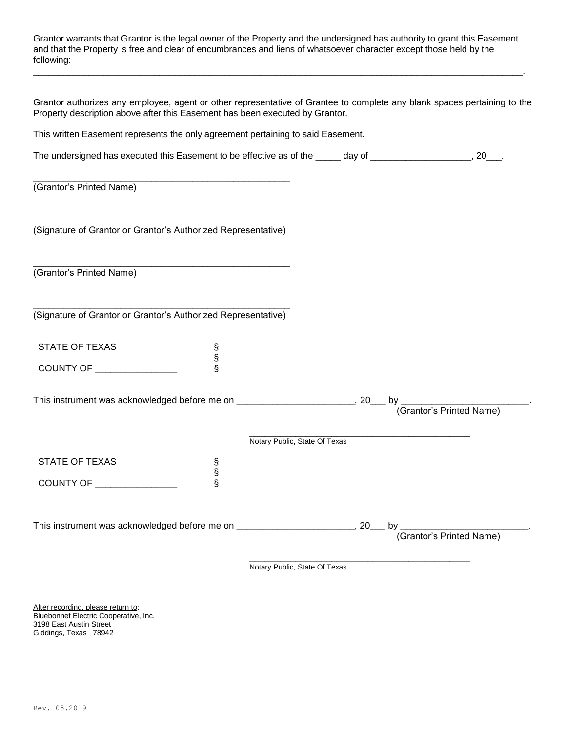Grantor warrants that Grantor is the legal owner of the Property and the undersigned has authority to grant this Easement and that the Property is free and clear of encumbrances and liens of whatsoever character except those held by the following:

______________________________________________________________________________________________.

Grantor authorizes any employee, agent or other representative of Grantee to complete any blank spaces pertaining to the Property description above after this Easement has been executed by Grantor.

This written Easement represents the only agreement pertaining to said Easement.

The undersigned has executed this Easement to be effective as of the _____ day of ____________________, 20___.

__________________________________________________
(Grantor's Printed Name)

__________________________________________________
(Signature of Grantor or Grantor's Authorized Representative)

__________________________________________________
(Grantor's Printed Name)

__________________________________________________
(Signature of Grantor or Grantor's Authorized Representative)

STATE OF TEXAS §
§
COUNTY OF ________________ §

This instrument was acknowledged before me on _______________________, 20___ by _________________________.
(Grantor's Printed Name)

_____________________________________________
Notary Public, State Of Texas

STATE OF TEXAS §
§
COUNTY OF ________________ §

This instrument was acknowledged before me on _______________________, 20___ by _________________________.
(Grantor's Printed Name)

_____________________________________________
Notary Public, State Of Texas

After recording, please return to:
Bluebonnet Electric Cooperative, Inc.
3198 East Austin Street
Giddings, Texas 78942

Rev. 05.2019